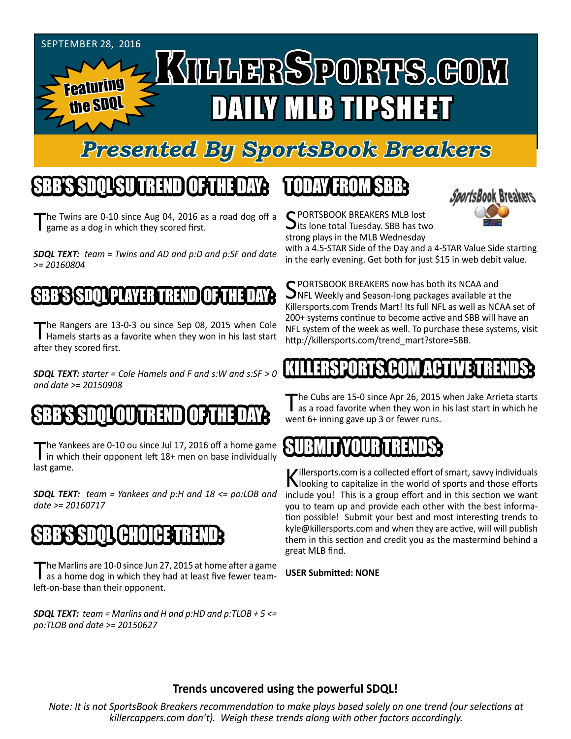SEPTEMBER 28, 2016

Featuring the SDQL

# KILLERSPORTS.COM DAILY MLB TIPSHEET

## Presented By SportsBook Breakers

## SBB'S SDQL SU TREND OF THE DAY:

The Twins are 0-10 since Aug 04, 2016 as a road dog off a game as a dog in which they scored first.

***SDQL TEXT:** team = Twins and AD and p:D and p:SF and date >= 20160804*

## SBB'S SDQL PLAYER TREND OF THE DAY:

The Rangers are 13-0-3 ou since Sep 08, 2015 when Cole Hamels starts as a favorite when they won in his last start after they scored first.

***SDQL TEXT:** starter = Cole Hamels and F and s:W and s:SF > 0 and date >= 20150908*

## SBB'S SDQL OU TREND OF THE DAY:

The Yankees are 0-10 ou since Jul 17, 2016 off a home game in which their opponent left 18+ men on base individually last game.

***SDQL TEXT:** team = Yankees and p:H and 18 <= po:LOB and date >= 20160717*

## SBB'S SDQL CHOICE TREND:

The Marlins are 10-0 since Jun 27, 2015 at home after a game as a home dog in which they had at least five fewer team-left-on-base than their opponent.

***SDQL TEXT:** team = Marlins and H and p:HD and p:TLOB + 5 <= po:TLOB and date >= 20150627*

## TODAY FROM SBB:

SPORTSBOOK BREAKERS MLB lost its lone total Tuesday. SBB has two strong plays in the MLB Wednesday with a 4.5-STAR Side of the Day and a 4-STAR Value Side starting in the early evening. Get both for just $15 in web debit value.

SPORTSBOOK BREAKERS now has both its NCAA and NFL Weekly and Season-long packages available at the Killersports.com Trends Mart! Its full NFL as well as NCAA set of 200+ systems continue to become active and SBB will have an NFL system of the week as well. To purchase these systems, visit http://killersports.com/trend_mart?store=SBB.

## KILLERSPORTS.COM ACTIVE TRENDS:

The Cubs are 15-0 since Apr 26, 2015 when Jake Arrieta starts as a road favorite when they won in his last start in which he went 6+ inning gave up 3 or fewer runs.

## SUBMIT YOUR TRENDS:

Killersports.com is a collected effort of smart, savvy individuals looking to capitalize in the world of sports and those efforts include you! This is a group effort and in this section we want you to team up and provide each other with the best information possible! Submit your best and most interesting trends to kyle@killersports.com and when they are active, will will publish them in this section and credit you as the mastermind behind a great MLB find.

**USER Submitted: NONE**

**Trends uncovered using the powerful SDQL!**

*Note: It is not SportsBook Breakers recommendation to make plays based solely on one trend (our selections at killercappers.com don't). Weigh these trends along with other factors accordingly.*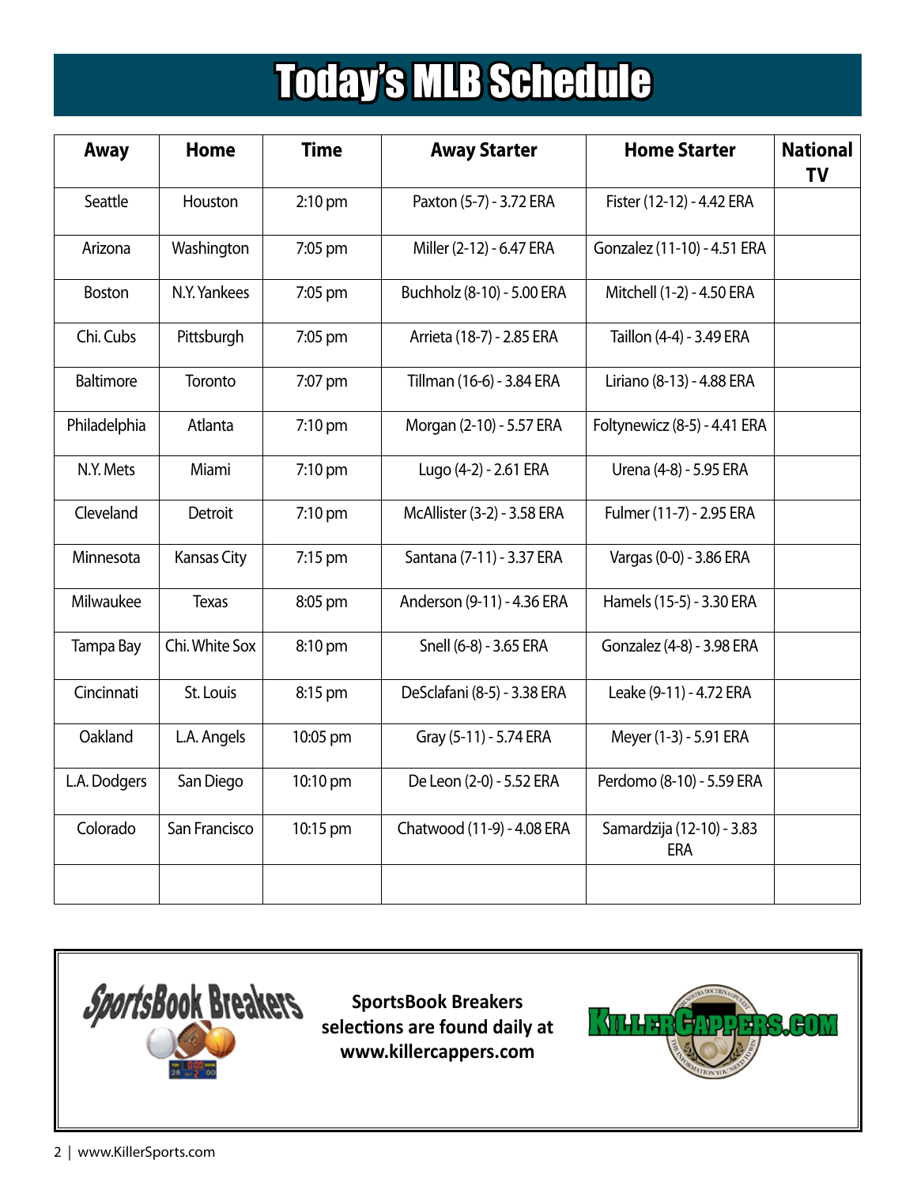# Today's MLB Schedule

| Away | Home | Time | Away Starter | Home Starter | National TV |
|---|---|---|---|---|---|
| Seattle | Houston | 2:10 pm | Paxton (5-7) - 3.72 ERA | Fister (12-12) - 4.42 ERA | |
| Arizona | Washington | 7:05 pm | Miller (2-12) - 6.47 ERA | Gonzalez (11-10) - 4.51 ERA | |
| Boston | N.Y. Yankees | 7:05 pm | Buchholz (8-10) - 5.00 ERA | Mitchell (1-2) - 4.50 ERA | |
| Chi. Cubs | Pittsburgh | 7:05 pm | Arrieta (18-7) - 2.85 ERA | Taillon (4-4) - 3.49 ERA | |
| Baltimore | Toronto | 7:07 pm | Tillman (16-6) - 3.84 ERA | Liriano (8-13) - 4.88 ERA | |
| Philadelphia | Atlanta | 7:10 pm | Morgan (2-10) - 5.57 ERA | Foltynewicz (8-5) - 4.41 ERA | |
| N.Y. Mets | Miami | 7:10 pm | Lugo (4-2) - 2.61 ERA | Urena (4-8) - 5.95 ERA | |
| Cleveland | Detroit | 7:10 pm | McAllister (3-2) - 3.58 ERA | Fulmer (11-7) - 2.95 ERA | |
| Minnesota | Kansas City | 7:15 pm | Santana (7-11) - 3.37 ERA | Vargas (0-0) - 3.86 ERA | |
| Milwaukee | Texas | 8:05 pm | Anderson (9-11) - 4.36 ERA | Hamels (15-5) - 3.30 ERA | |
| Tampa Bay | Chi. White Sox | 8:10 pm | Snell (6-8) - 3.65 ERA | Gonzalez (4-8) - 3.98 ERA | |
| Cincinnati | St. Louis | 8:15 pm | DeSclafani (8-5) - 3.38 ERA | Leake (9-11) - 4.72 ERA | |
| Oakland | L.A. Angels | 10:05 pm | Gray (5-11) - 5.74 ERA | Meyer (1-3) - 5.91 ERA | |
| L.A. Dodgers | San Diego | 10:10 pm | De Leon (2-0) - 5.52 ERA | Perdomo (8-10) - 5.59 ERA | |
| Colorado | San Francisco | 10:15 pm | Chatwood (11-9) - 4.08 ERA | Samardzija (12-10) - 3.83 ERA | |
| | | | | | |

SportsBook Breakers

**SportsBook Breakers selections are found daily at www.killercappers.com**

KILLERCAPPERS.COM